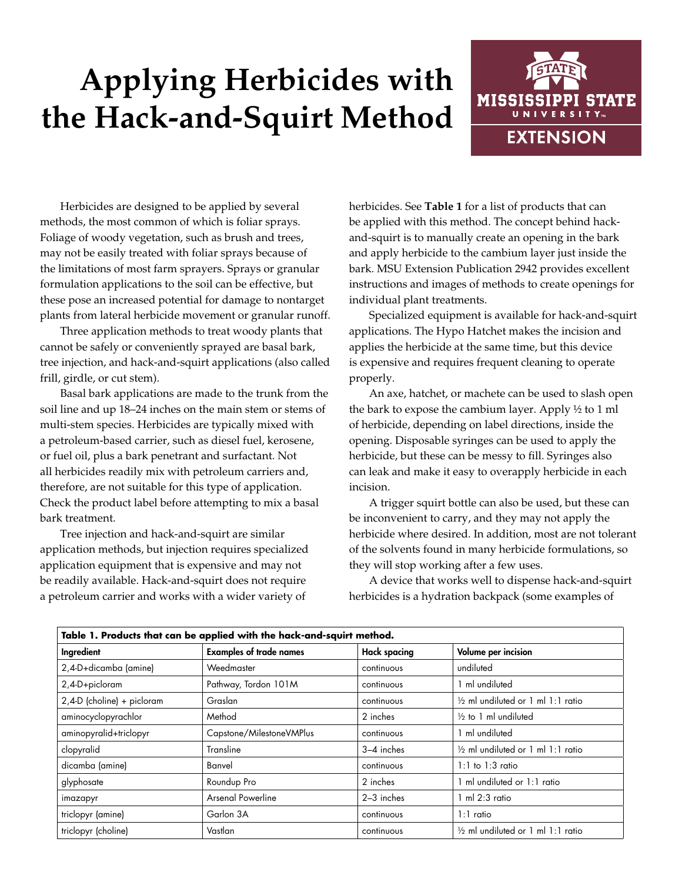# Applying Herbicides with the Hack-and-Squirt Method

Herbicides are designed to be applied by several methods, the most common of which is foliar sprays. Foliage of woody vegetation, such as brush and trees, may not be easily treated with foliar sprays because of the limitations of most farm sprayers. Sprays or granular formulation applications to the soil can be effective, but these pose an increased potential for damage to nontarget plants from lateral herbicide movement or granular runoff.

Three application methods to treat woody plants that cannot be safely or conveniently sprayed are basal bark, tree injection, and hack-and-squirt applications (also called frill, girdle, or cut stem).

Basal bark applications are made to the trunk from the soil line and up 18–24 inches on the main stem or stems of multi-stem species. Herbicides are typically mixed with a petroleum-based carrier, such as diesel fuel, kerosene, or fuel oil, plus a bark penetrant and surfactant. Not all herbicides readily mix with petroleum carriers and, therefore, are not suitable for this type of application. Check the product label before attempting to mix a basal bark treatment.

Tree injection and hack-and-squirt are similar application methods, but injection requires specialized application equipment that is expensive and may not be readily available. Hack-and-squirt does not require a petroleum carrier and works with a wider variety of herbicides. See **Table 1** for a list of products that can be applied with this method. The concept behind hack-and-squirt is to manually create an opening in the bark and apply herbicide to the cambium layer just inside the bark. MSU Extension Publication 2942 provides excellent instructions and images of methods to create openings for individual plant treatments.

Specialized equipment is available for hack-and-squirt applications. The Hypo Hatchet makes the incision and applies the herbicide at the same time, but this device is expensive and requires frequent cleaning to operate properly.

An axe, hatchet, or machete can be used to slash open the bark to expose the cambium layer. Apply ½ to 1 ml of herbicide, depending on label directions, inside the opening. Disposable syringes can be used to apply the herbicide, but these can be messy to fill. Syringes also can leak and make it easy to overapply herbicide in each incision.

A trigger squirt bottle can also be used, but these can be inconvenient to carry, and they may not apply the herbicide where desired. In addition, most are not tolerant of the solvents found in many herbicide formulations, so they will stop working after a few uses.

A device that works well to dispense hack-and-squirt herbicides is a hydration backpack (some examples of

**Table 1. Products that can be applied with the hack-and-squirt method.**

| Ingredient | Examples of trade names | Hack spacing | Volume per incision |
|---|---|---|---|
| 2,4-D+dicamba (amine) | Weedmaster | continuous | undiluted |
| 2,4-D+picloram | Pathway, Tordon 101M | continuous | 1 ml undiluted |
| 2,4-D (choline) + picloram | Graslan | continuous | ½ ml undiluted or 1 ml 1:1 ratio |
| aminocyclopyrachlor | Method | 2 inches | ½ to 1 ml undiluted |
| aminopyralid+triclopyr | Capstone/MilestoneVMPlus | continuous | 1 ml undiluted |
| clopyralid | Transline | 3–4 inches | ½ ml undiluted or 1 ml 1:1 ratio |
| dicamba (amine) | Banvel | continuous | 1:1 to 1:3 ratio |
| glyphosate | Roundup Pro | 2 inches | 1 ml undiluted or 1:1 ratio |
| imazapyr | Arsenal Powerline | 2–3 inches | 1 ml 2:3 ratio |
| triclopyr (amine) | Garlon 3A | continuous | 1:1 ratio |
| triclopyr (choline) | Vastlan | continuous | ½ ml undiluted or 1 ml 1:1 ratio |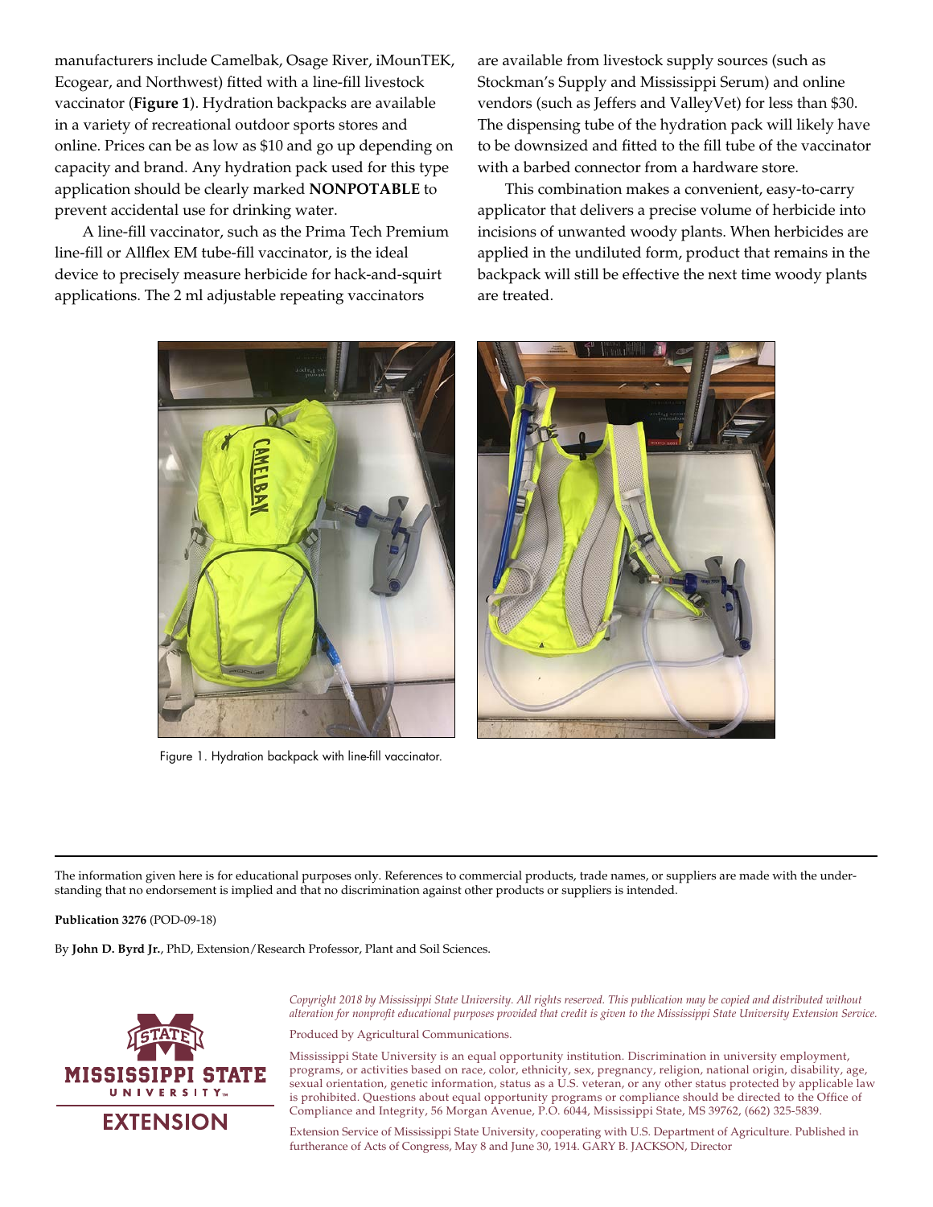manufacturers include Camelbak, Osage River, iMounTEK, Ecogear, and Northwest) fitted with a line-fill livestock vaccinator (**Figure 1**). Hydration backpacks are available in a variety of recreational outdoor sports stores and online. Prices can be as low as $10 and go up depending on capacity and brand. Any hydration pack used for this type application should be clearly marked **NONPOTABLE** to prevent accidental use for drinking water.

A line-fill vaccinator, such as the Prima Tech Premium line-fill or Allflex EM tube-fill vaccinator, is the ideal device to precisely measure herbicide for hack-and-squirt applications. The 2 ml adjustable repeating vaccinators are available from livestock supply sources (such as Stockman's Supply and Mississippi Serum) and online vendors (such as Jeffers and ValleyVet) for less than $30. The dispensing tube of the hydration pack will likely have to be downsized and fitted to the fill tube of the vaccinator with a barbed connector from a hardware store.

This combination makes a convenient, easy-to-carry applicator that delivers a precise volume of herbicide into incisions of unwanted woody plants. When herbicides are applied in the undiluted form, product that remains in the backpack will still be effective the next time woody plants are treated.

Figure 1. Hydration backpack with line-fill vaccinator.

---

The information given here is for educational purposes only. References to commercial products, trade names, or suppliers are made with the understanding that no endorsement is implied and that no discrimination against other products or suppliers is intended.

**Publication 3276** (POD-09-18)

By **John D. Byrd Jr.**, PhD, Extension/Research Professor, Plant and Soil Sciences.

MISSISSIPPI STATE UNIVERSITY™ EXTENSION

*Copyright 2018 by Mississippi State University. All rights reserved. This publication may be copied and distributed without alteration for nonprofit educational purposes provided that credit is given to the Mississippi State University Extension Service.*

Produced by Agricultural Communications.

Mississippi State University is an equal opportunity institution. Discrimination in university employment, programs, or activities based on race, color, ethnicity, sex, pregnancy, religion, national origin, disability, age, sexual orientation, genetic information, status as a U.S. veteran, or any other status protected by applicable law is prohibited. Questions about equal opportunity programs or compliance should be directed to the Office of Compliance and Integrity, 56 Morgan Avenue, P.O. 6044, Mississippi State, MS 39762, (662) 325-5839.

Extension Service of Mississippi State University, cooperating with U.S. Department of Agriculture. Published in furtherance of Acts of Congress, May 8 and June 30, 1914. GARY B. JACKSON, Director